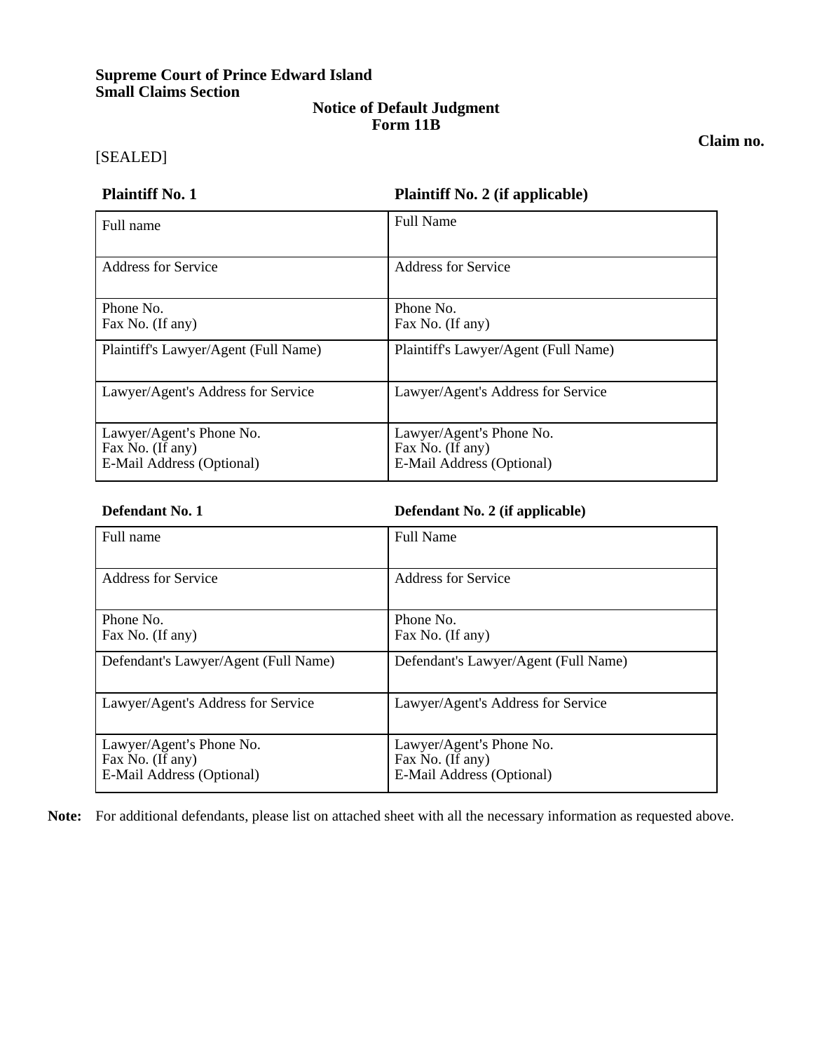**Supreme Court of Prince Edward Island**
**Small Claims Section**

**Notice of Default Judgment**
**Form 11B**

**Claim no.**

[SEALED]

| **Plaintiff No. 1** | **Plaintiff No. 2 (if applicable)** |
|---|---|
| Full name | Full Name |
| Address for Service | Address for Service |
| Phone No.<br>Fax No. (If any) | Phone No.<br>Fax No. (If any) |
| Plaintiff's Lawyer/Agent (Full Name) | Plaintiff's Lawyer/Agent (Full Name) |
| Lawyer/Agent's Address for Service | Lawyer/Agent's Address for Service |
| Lawyer/Agent's Phone No.<br>Fax No. (If any)<br>E-Mail Address (Optional) | Lawyer/Agent's Phone No.<br>Fax No. (If any)<br>E-Mail Address (Optional) |

| **Defendant No. 1** | **Defendant No. 2 (if applicable)** |
|---|---|
| Full name | Full Name |
| Address for Service | Address for Service |
| Phone No.<br>Fax No. (If any) | Phone No.<br>Fax No. (If any) |
| Defendant's Lawyer/Agent (Full Name) | Defendant's Lawyer/Agent (Full Name) |
| Lawyer/Agent's Address for Service | Lawyer/Agent's Address for Service |
| Lawyer/Agent's Phone No.<br>Fax No. (If any)<br>E-Mail Address (Optional) | Lawyer/Agent's Phone No.<br>Fax No. (If any)<br>E-Mail Address (Optional) |

**Note:** For additional defendants, please list on attached sheet with all the necessary information as requested above.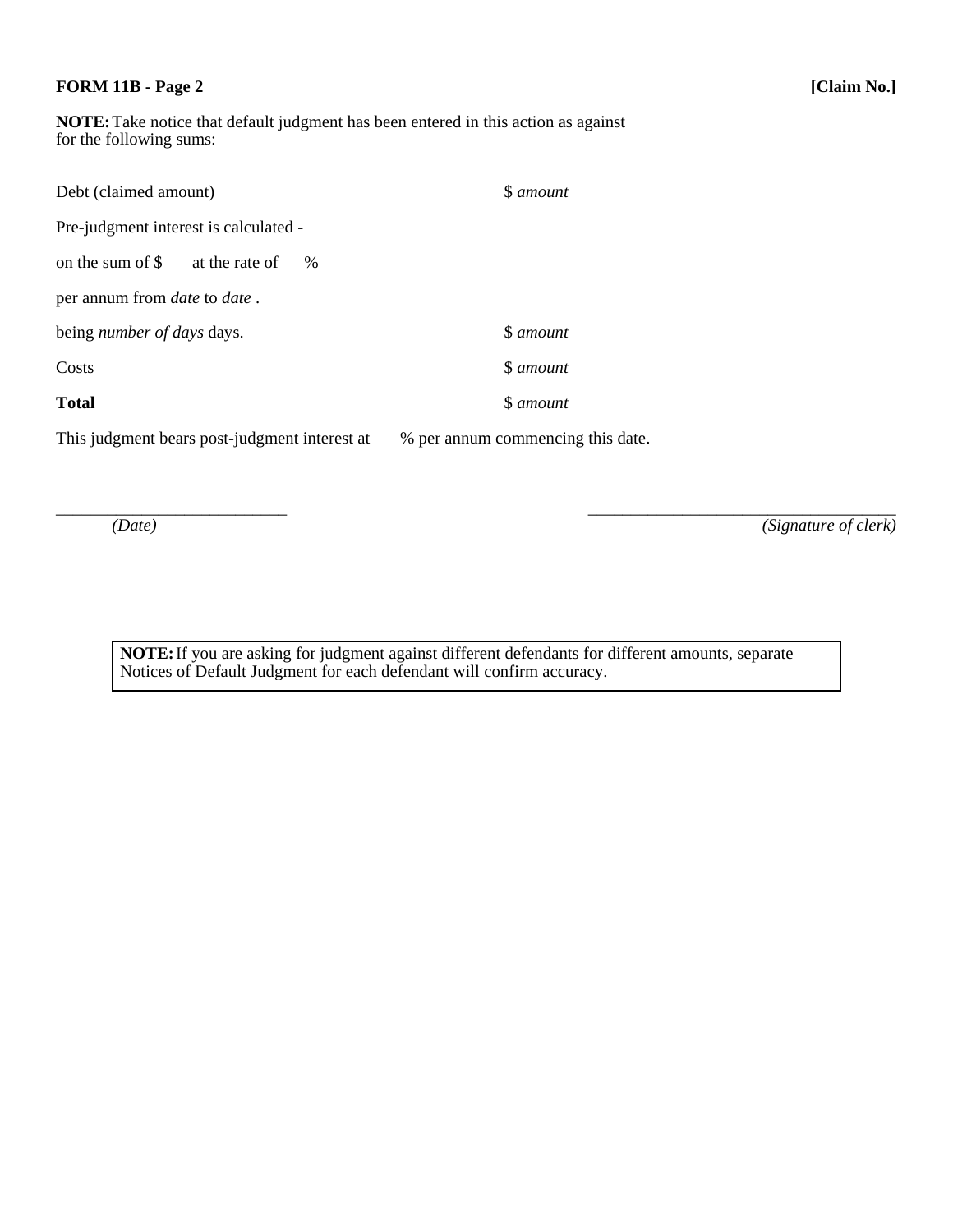**FORM 11B - Page 2** **[Claim No.]**

**NOTE:** Take notice that default judgment has been entered in this action as against
for the following sums:

| | |
|---|---|
| Debt (claimed amount) | $ *amount* |
| Pre-judgment interest is calculated - | |
| on the sum of $ at the rate of % | |
| per annum from *date* to *date* . | |
| being *number of days* days. | $ *amount* |
| Costs | $ *amount* |
| **Total** | $ *amount* |

This judgment bears post-judgment interest at % per annum commencing this date.

___________________________ *(Date)*

___________________________________ *(Signature of clerk)*

**NOTE:** If you are asking for judgment against different defendants for different amounts, separate Notices of Default Judgment for each defendant will confirm accuracy.